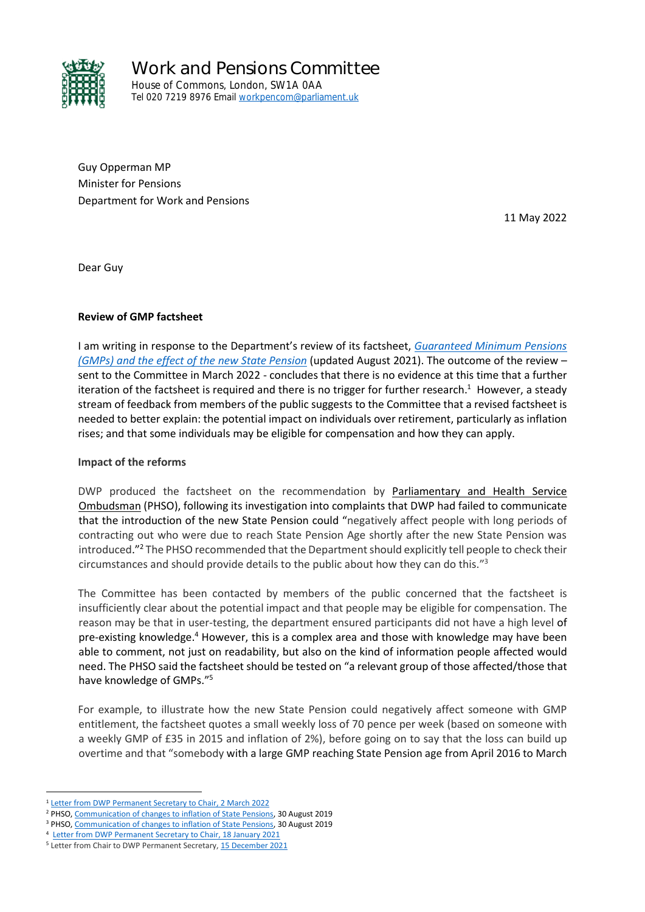# Work and Pensions Committee

House of Commons, London, SW1A 0AA
Tel 020 7219 8976 Email workpencom@parliament.uk

Guy Opperman MP
Minister for Pensions
Department for Work and Pensions

11 May 2022

Dear Guy

**Review of GMP factsheet**

I am writing in response to the Department's review of its factsheet, *Guaranteed Minimum Pensions (GMPs) and the effect of the new State Pension* (updated August 2021). The outcome of the review – sent to the Committee in March 2022 - concludes that there is no evidence at this time that a further iteration of the factsheet is required and there is no trigger for further research.[1] However, a steady stream of feedback from members of the public suggests to the Committee that a revised factsheet is needed to better explain: the potential impact on individuals over retirement, particularly as inflation rises; and that some individuals may be eligible for compensation and how they can apply.

**Impact of the reforms**

DWP produced the factsheet on the recommendation by Parliamentary and Health Service Ombudsman (PHSO), following its investigation into complaints that DWP had failed to communicate that the introduction of the new State Pension could "negatively affect people with long periods of contracting out who were due to reach State Pension Age shortly after the new State Pension was introduced."[2] The PHSO recommended that the Department should explicitly tell people to check their circumstances and should provide details to the public about how they can do this."[3]

The Committee has been contacted by members of the public concerned that the factsheet is insufficiently clear about the potential impact and that people may be eligible for compensation. The reason may be that in user-testing, the department ensured participants did not have a high level of pre-existing knowledge.[4] However, this is a complex area and those with knowledge may have been able to comment, not just on readability, but also on the kind of information people affected would need. The PHSO said the factsheet should be tested on "a relevant group of those affected/those that have knowledge of GMPs."[5]

For example, to illustrate how the new State Pension could negatively affect someone with GMP entitlement, the factsheet quotes a small weekly loss of 70 pence per week (based on someone with a weekly GMP of £35 in 2015 and inflation of 2%), before going on to say that the loss can build up overtime and that "somebody with a large GMP reaching State Pension age from April 2016 to March

---

[1] Letter from DWP Permanent Secretary to Chair, 2 March 2022
[2] PHSO, Communication of changes to inflation of State Pensions, 30 August 2019
[3] PHSO, Communication of changes to inflation of State Pensions, 30 August 2019
[4] Letter from DWP Permanent Secretary to Chair, 18 January 2021
[5] Letter from Chair to DWP Permanent Secretary, 15 December 2021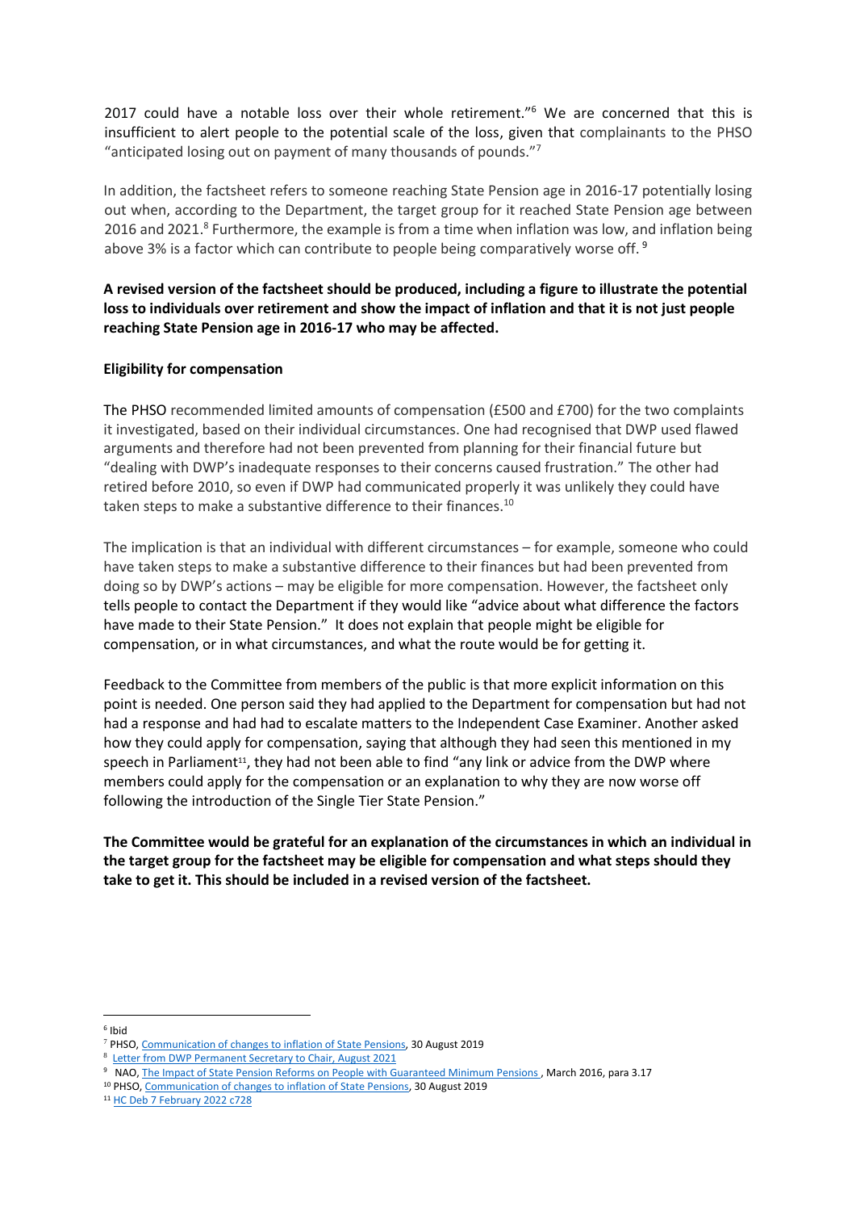2017 could have a notable loss over their whole retirement."[6] We are concerned that this is insufficient to alert people to the potential scale of the loss, given that complainants to the PHSO "anticipated losing out on payment of many thousands of pounds."[7]

In addition, the factsheet refers to someone reaching State Pension age in 2016-17 potentially losing out when, according to the Department, the target group for it reached State Pension age between 2016 and 2021.[8] Furthermore, the example is from a time when inflation was low, and inflation being above 3% is a factor which can contribute to people being comparatively worse off.[9]

**A revised version of the factsheet should be produced, including a figure to illustrate the potential loss to individuals over retirement and show the impact of inflation and that it is not just people reaching State Pension age in 2016-17 who may be affected.**

**Eligibility for compensation**

The PHSO recommended limited amounts of compensation (£500 and £700) for the two complaints it investigated, based on their individual circumstances. One had recognised that DWP used flawed arguments and therefore had not been prevented from planning for their financial future but "dealing with DWP's inadequate responses to their concerns caused frustration." The other had retired before 2010, so even if DWP had communicated properly it was unlikely they could have taken steps to make a substantive difference to their finances.[10]

The implication is that an individual with different circumstances – for example, someone who could have taken steps to make a substantive difference to their finances but had been prevented from doing so by DWP's actions – may be eligible for more compensation. However, the factsheet only tells people to contact the Department if they would like "advice about what difference the factors have made to their State Pension." It does not explain that people might be eligible for compensation, or in what circumstances, and what the route would be for getting it.

Feedback to the Committee from members of the public is that more explicit information on this point is needed. One person said they had applied to the Department for compensation but had not had a response and had had to escalate matters to the Independent Case Examiner. Another asked how they could apply for compensation, saying that although they had seen this mentioned in my speech in Parliament[11], they had not been able to find "any link or advice from the DWP where members could apply for the compensation or an explanation to why they are now worse off following the introduction of the Single Tier State Pension."

**The Committee would be grateful for an explanation of the circumstances in which an individual in the target group for the factsheet may be eligible for compensation and what steps should they take to get it. This should be included in a revised version of the factsheet.**

---

[6] Ibid

[7] PHSO, Communication of changes to inflation of State Pensions, 30 August 2019

[8] Letter from DWP Permanent Secretary to Chair, August 2021

[9] NAO, The Impact of State Pension Reforms on People with Guaranteed Minimum Pensions , March 2016, para 3.17

[10] PHSO, Communication of changes to inflation of State Pensions, 30 August 2019

[11] HC Deb 7 February 2022 c728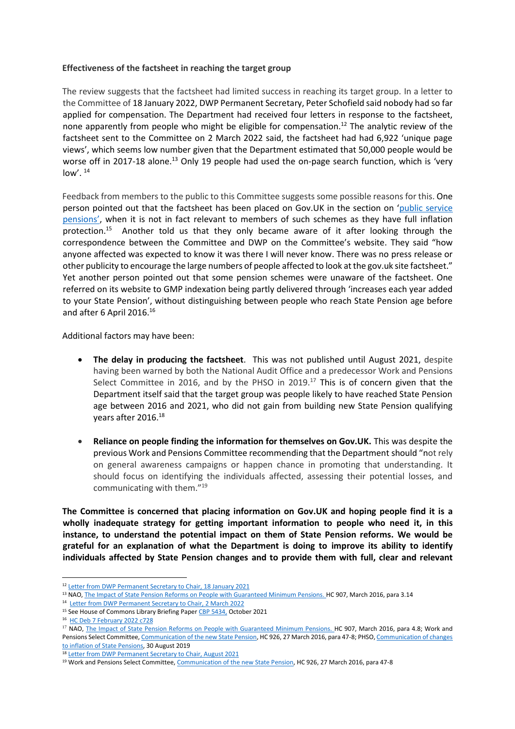**Effectiveness of the factsheet in reaching the target group**

The review suggests that the factsheet had limited success in reaching its target group. In a letter to the Committee of 18 January 2022, DWP Permanent Secretary, Peter Schofield said nobody had so far applied for compensation. The Department had received four letters in response to the factsheet, none apparently from people who might be eligible for compensation.[12] The analytic review of the factsheet sent to the Committee on 2 March 2022 said, the factsheet had had 6,922 'unique page views', which seems low number given that the Department estimated that 50,000 people would be worse off in 2017-18 alone.[13] Only 19 people had used the on-page search function, which is 'very low'. [14]

Feedback from members to the public to this Committee suggests some possible reasons for this. One person pointed out that the factsheet has been placed on Gov.UK in the section on '[public service pensions](#)', when it is not in fact relevant to members of such schemes as they have full inflation protection.[15] Another told us that they only became aware of it after looking through the correspondence between the Committee and DWP on the Committee's website. They said "how anyone affected was expected to know it was there I will never know. There was no press release or other publicity to encourage the large numbers of people affected to look at the gov.uk site factsheet." Yet another person pointed out that some pension schemes were unaware of the factsheet. One referred on its website to GMP indexation being partly delivered through 'increases each year added to your State Pension', without distinguishing between people who reach State Pension age before and after 6 April 2016.[16]

Additional factors may have been:

- **The delay in producing the factsheet**. This was not published until August 2021, despite having been warned by both the National Audit Office and a predecessor Work and Pensions Select Committee in 2016, and by the PHSO in 2019.[17] This is of concern given that the Department itself said that the target group was people likely to have reached State Pension age between 2016 and 2021, who did not gain from building new State Pension qualifying years after 2016.[18]

- **Reliance on people finding the information for themselves on Gov.UK.** This was despite the previous Work and Pensions Committee recommending that the Department should "not rely on general awareness campaigns or happen chance in promoting that understanding. It should focus on identifying the individuals affected, assessing their potential losses, and communicating with them."[19]

**The Committee is concerned that placing information on Gov.UK and hoping people find it is a wholly inadequate strategy for getting important information to people who need it, in this instance, to understand the potential impact on them of State Pension reforms. We would be grateful for an explanation of what the Department is doing to improve its ability to identify individuals affected by State Pension changes and to provide them with full, clear and relevant**

---

[12] Letter from DWP Permanent Secretary to Chair, 18 January 2021

[13] NAO, The Impact of State Pension Reforms on People with Guaranteed Minimum Pensions. HC 907, March 2016, para 3.14

[14] Letter from DWP Permanent Secretary to Chair, 2 March 2022

[15] See House of Commons Library Briefing Paper CBP 5434, October 2021

[16] HC Deb 7 February 2022 c728

[17] NAO, The Impact of State Pension Reforms on People with Guaranteed Minimum Pensions. HC 907, March 2016, para 4.8; Work and Pensions Select Committee, Communication of the new State Pension, HC 926, 27 March 2016, para 47-8; PHSO, Communication of changes to inflation of State Pensions, 30 August 2019

[18] Letter from DWP Permanent Secretary to Chair, August 2021

[19] Work and Pensions Select Committee, Communication of the new State Pension, HC 926, 27 March 2016, para 47-8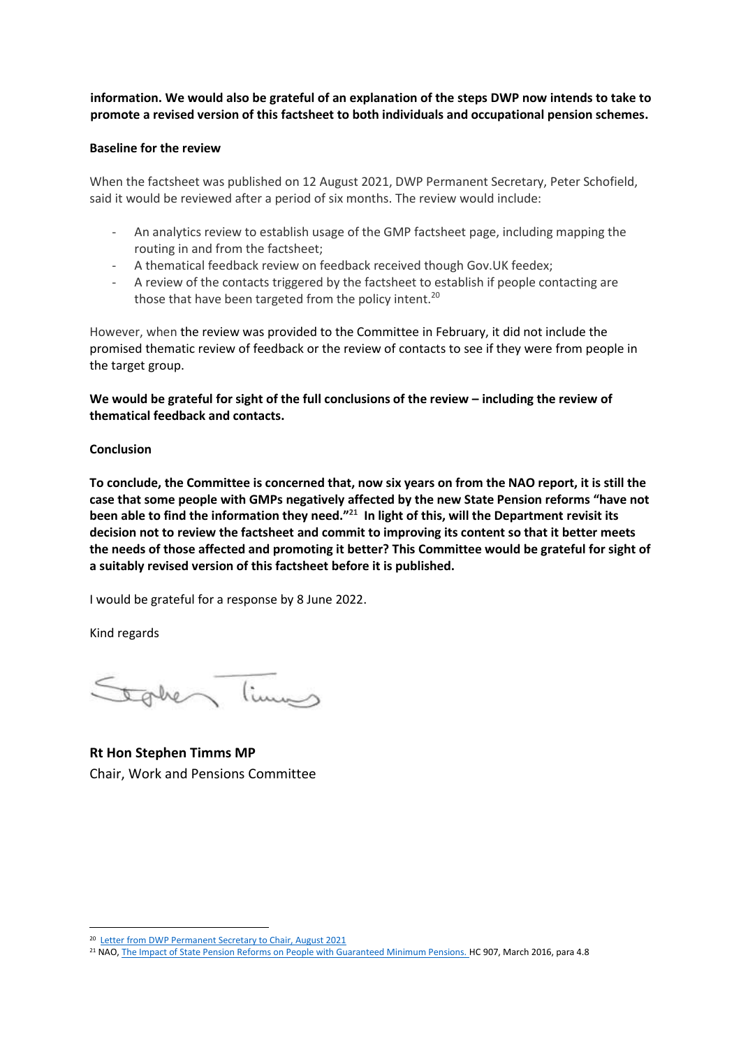**information. We would also be grateful of an explanation of the steps DWP now intends to take to promote a revised version of this factsheet to both individuals and occupational pension schemes.**

**Baseline for the review**

When the factsheet was published on 12 August 2021, DWP Permanent Secretary, Peter Schofield, said it would be reviewed after a period of six months. The review would include:

- An analytics review to establish usage of the GMP factsheet page, including mapping the routing in and from the factsheet;
- A thematical feedback review on feedback received though Gov.UK feedex;
- A review of the contacts triggered by the factsheet to establish if people contacting are those that have been targeted from the policy intent.[20]

However, when the review was provided to the Committee in February, it did not include the promised thematic review of feedback or the review of contacts to see if they were from people in the target group.

**We would be grateful for sight of the full conclusions of the review – including the review of thematical feedback and contacts.**

**Conclusion**

**To conclude, the Committee is concerned that, now six years on from the NAO report, it is still the case that some people with GMPs negatively affected by the new State Pension reforms "have not been able to find the information they need."[21] In light of this, will the Department revisit its decision not to review the factsheet and commit to improving its content so that it better meets the needs of those affected and promoting it better? This Committee would be grateful for sight of a suitably revised version of this factsheet before it is published.**

I would be grateful for a response by 8 June 2022.

Kind regards

**Rt Hon Stephen Timms MP**
Chair, Work and Pensions Committee

[20] Letter from DWP Permanent Secretary to Chair, August 2021

[21] NAO, The Impact of State Pension Reforms on People with Guaranteed Minimum Pensions. HC 907, March 2016, para 4.8